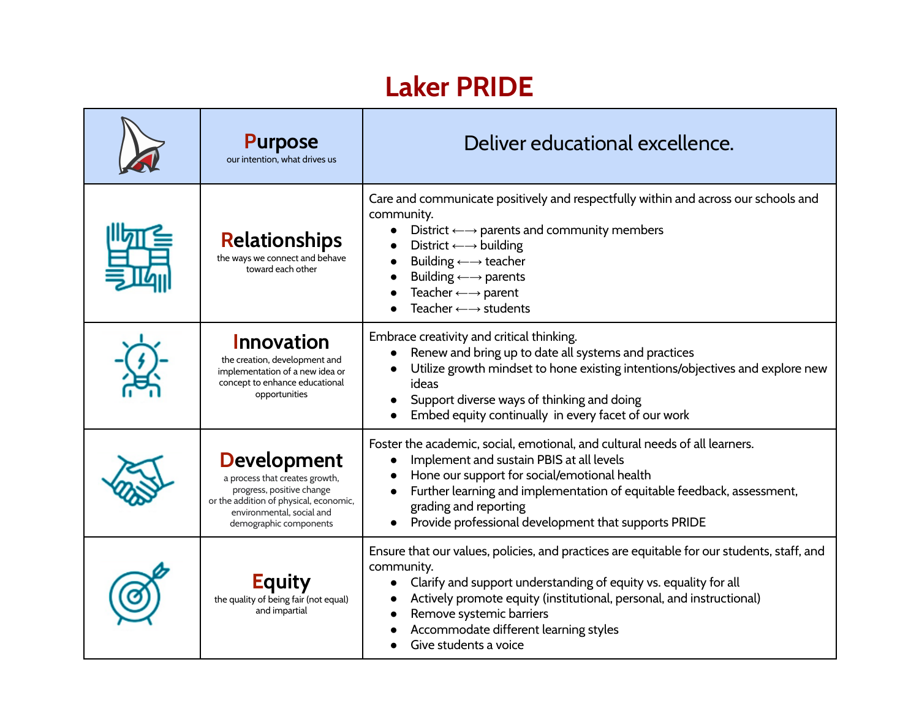# Laker PRIDE

| | | |
|---|---|---|
| | **Purpose**<br>our intention, what drives us | Deliver educational excellence. |
| | **Relationships**<br>the ways we connect and behave toward each other | Care and communicate positively and respectfully within and across our schools and community.<br>• District ←→ parents and community members<br>• District ←→ building<br>• Building ←→ teacher<br>• Building ←→ parents<br>• Teacher ←→ parent<br>• Teacher ←→ students |
| | **Innovation**<br>the creation, development and implementation of a new idea or concept to enhance educational opportunities | Embrace creativity and critical thinking.<br>• Renew and bring up to date all systems and practices<br>• Utilize growth mindset to hone existing intentions/objectives and explore new ideas<br>• Support diverse ways of thinking and doing<br>• Embed equity continually in every facet of our work |
| | **Development**<br>a process that creates growth, progress, positive change or the addition of physical, economic, environmental, social and demographic components | Foster the academic, social, emotional, and cultural needs of all learners.<br>• Implement and sustain PBIS at all levels<br>• Hone our support for social/emotional health<br>• Further learning and implementation of equitable feedback, assessment, grading and reporting<br>• Provide professional development that supports PRIDE |
| | **Equity**<br>the quality of being fair (not equal) and impartial | Ensure that our values, policies, and practices are equitable for our students, staff, and community.<br>• Clarify and support understanding of equity vs. equality for all<br>• Actively promote equity (institutional, personal, and instructional)<br>• Remove systemic barriers<br>• Accommodate different learning styles<br>• Give students a voice |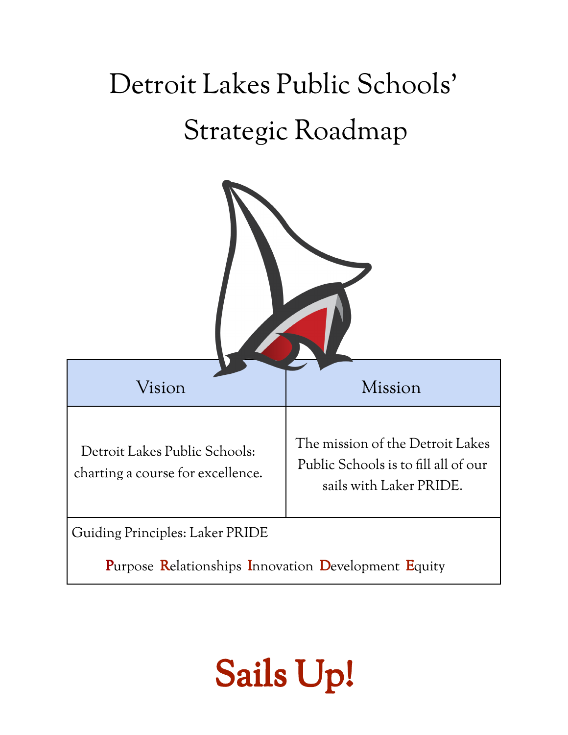# Detroit Lakes Public Schools' Strategic Roadmap

| Vision | Mission |
|---|---|
| Detroit Lakes Public Schools: charting a course for excellence. | The mission of the Detroit Lakes Public Schools is to fill all of our sails with Laker PRIDE. |

Guiding Principles: Laker PRIDE

**P**urpose **R**elationships **I**nnovation **D**evelopment **E**quity

# Sails Up!